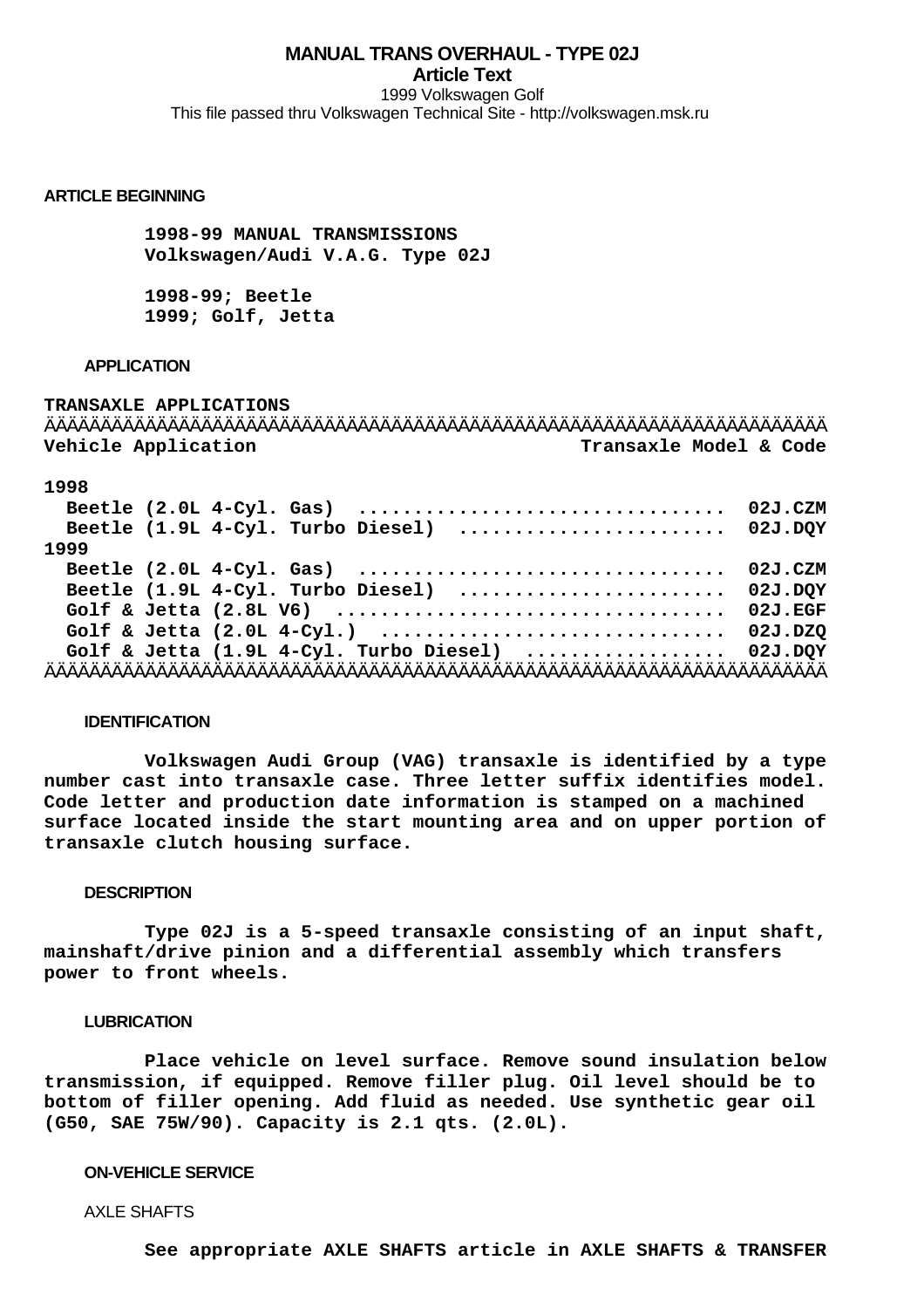# MANUAL TRANS OVERHAUL - TYPE 02J

**Article Text**

1999 Volkswagen Golf

This file passed thru Volkswagen Technical Site - http://volkswagen.msk.ru

## ARTICLE BEGINNING

**1998-99 MANUAL TRANSMISSIONS**
**Volkswagen/Audi V.A.G. Type 02J**

**1998-99; Beetle**
**1999; Golf, Jetta**

### APPLICATION

**TRANSAXLE APPLICATIONS**

| Vehicle Application | Transaxle Model & Code |
|---|---|
| **1998** | |
| Beetle (2.0L 4-Cyl. Gas) | 02J.CZM |
| Beetle (1.9L 4-Cyl. Turbo Diesel) | 02J.DQY |
| **1999** | |
| Beetle (2.0L 4-Cyl. Gas) | 02J.CZM |
| Beetle (1.9L 4-Cyl. Turbo Diesel) | 02J.DQY |
| Golf & Jetta (2.8L V6) | 02J.EGF |
| Golf & Jetta (2.0L 4-Cyl.) | 02J.DZQ |
| Golf & Jetta (1.9L 4-Cyl. Turbo Diesel) | 02J.DQY |

### IDENTIFICATION

Volkswagen Audi Group (VAG) transaxle is identified by a type number cast into transaxle case. Three letter suffix identifies model. Code letter and production date information is stamped on a machined surface located inside the start mounting area and on upper portion of transaxle clutch housing surface.

### DESCRIPTION

Type 02J is a 5-speed transaxle consisting of an input shaft, mainshaft/drive pinion and a differential assembly which transfers power to front wheels.

### LUBRICATION

Place vehicle on level surface. Remove sound insulation below transmission, if equipped. Remove filler plug. Oil level should be to bottom of filler opening. Add fluid as needed. Use synthetic gear oil (G50, SAE 75W/90). Capacity is 2.1 qts. (2.0L).

### ON-VEHICLE SERVICE

#### AXLE SHAFTS

See appropriate AXLE SHAFTS article in AXLE SHAFTS & TRANSFER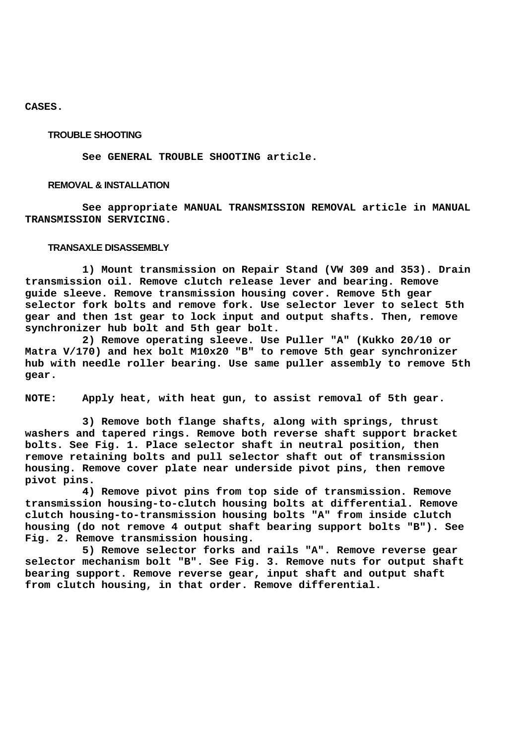CASES.

### TROUBLE SHOOTING

See GENERAL TROUBLE SHOOTING article.

### REMOVAL & INSTALLATION

See appropriate MANUAL TRANSMISSION REMOVAL article in MANUAL TRANSMISSION SERVICING.

### TRANSAXLE DISASSEMBLY

1) Mount transmission on Repair Stand (VW 309 and 353). Drain transmission oil. Remove clutch release lever and bearing. Remove guide sleeve. Remove transmission housing cover. Remove 5th gear selector fork bolts and remove fork. Use selector lever to select 5th gear and then 1st gear to lock input and output shafts. Then, remove synchronizer hub bolt and 5th gear bolt.

2) Remove operating sleeve. Use Puller "A" (Kukko 20/10 or Matra V/170) and hex bolt M10x20 "B" to remove 5th gear synchronizer hub with needle roller bearing. Use same puller assembly to remove 5th gear.

**NOTE:** Apply heat, with heat gun, to assist removal of 5th gear.

3) Remove both flange shafts, along with springs, thrust washers and tapered rings. Remove both reverse shaft support bracket bolts. See Fig. 1. Place selector shaft in neutral position, then remove retaining bolts and pull selector shaft out of transmission housing. Remove cover plate near underside pivot pins, then remove pivot pins.

4) Remove pivot pins from top side of transmission. Remove transmission housing-to-clutch housing bolts at differential. Remove clutch housing-to-transmission housing bolts "A" from inside clutch housing (do not remove 4 output shaft bearing support bolts "B"). See Fig. 2. Remove transmission housing.

5) Remove selector forks and rails "A". Remove reverse gear selector mechanism bolt "B". See Fig. 3. Remove nuts for output shaft bearing support. Remove reverse gear, input shaft and output shaft from clutch housing, in that order. Remove differential.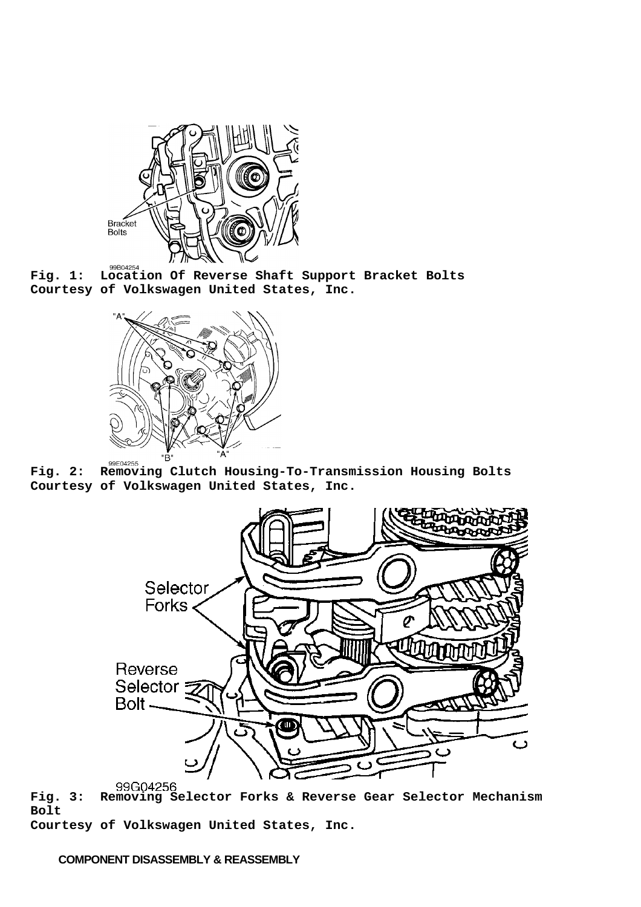Bracket
Bolts

99B04254

**Fig. 1: Location Of Reverse Shaft Support Bracket Bolts**
**Courtesy of Volkswagen United States, Inc.**

"A"

"B"

"A"

99E04255

**Fig. 2: Removing Clutch Housing-To-Transmission Housing Bolts**
**Courtesy of Volkswagen United States, Inc.**

Selector
Forks

Reverse
Selector
Bolt

99G04256

**Fig. 3: Removing Selector Forks & Reverse Gear Selector Mechanism Bolt**
**Courtesy of Volkswagen United States, Inc.**

## COMPONENT DISASSEMBLY & REASSEMBLY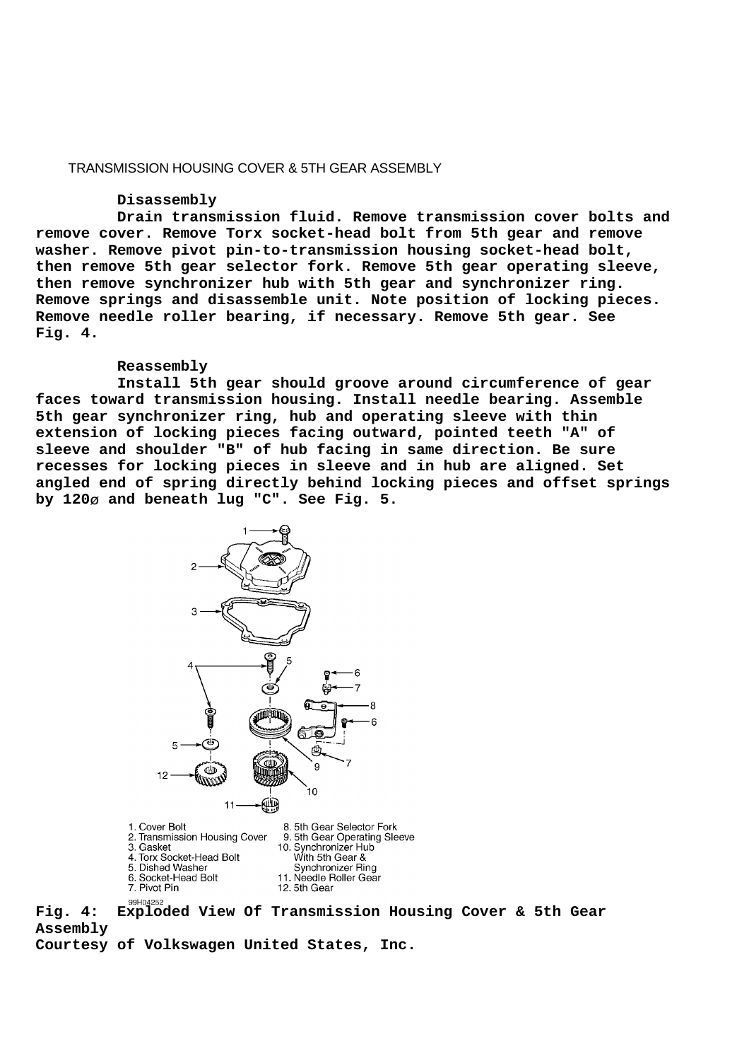TRANSMISSION HOUSING COVER & 5TH GEAR ASSEMBLY

**Disassembly**

**Drain transmission fluid. Remove transmission cover bolts and remove cover. Remove Torx socket-head bolt from 5th gear and remove washer. Remove pivot pin-to-transmission housing socket-head bolt, then remove 5th gear selector fork. Remove 5th gear operating sleeve, then remove synchronizer hub with 5th gear and synchronizer ring. Remove springs and disassemble unit. Note position of locking pieces. Remove needle roller bearing, if necessary. Remove 5th gear. See Fig. 4.**

**Reassembly**

**Install 5th gear should groove around circumference of gear faces toward transmission housing. Install needle bearing. Assemble 5th gear synchronizer ring, hub and operating sleeve with thin extension of locking pieces facing outward, pointed teeth "A" of sleeve and shoulder "B" of hub facing in same direction. Be sure recesses for locking pieces in sleeve and in hub are aligned. Set angled end of spring directly behind locking pieces and offset springs by 120ø and beneath lug "C". See Fig. 5.**

1. Cover Bolt
2. Transmission Housing Cover
3. Gasket
4. Torx Socket-Head Bolt
5. Dished Washer
6. Socket-Head Bolt
7. Pivot Pin
8. 5th Gear Selector Fork
9. 5th Gear Operating Sleeve
10. Synchronizer Hub With 5th Gear & Synchronizer Ring
11. Needle Roller Gear
12. 5th Gear

99H04252

**Fig. 4: Exploded View Of Transmission Housing Cover & 5th Gear Assembly**
**Courtesy of Volkswagen United States, Inc.**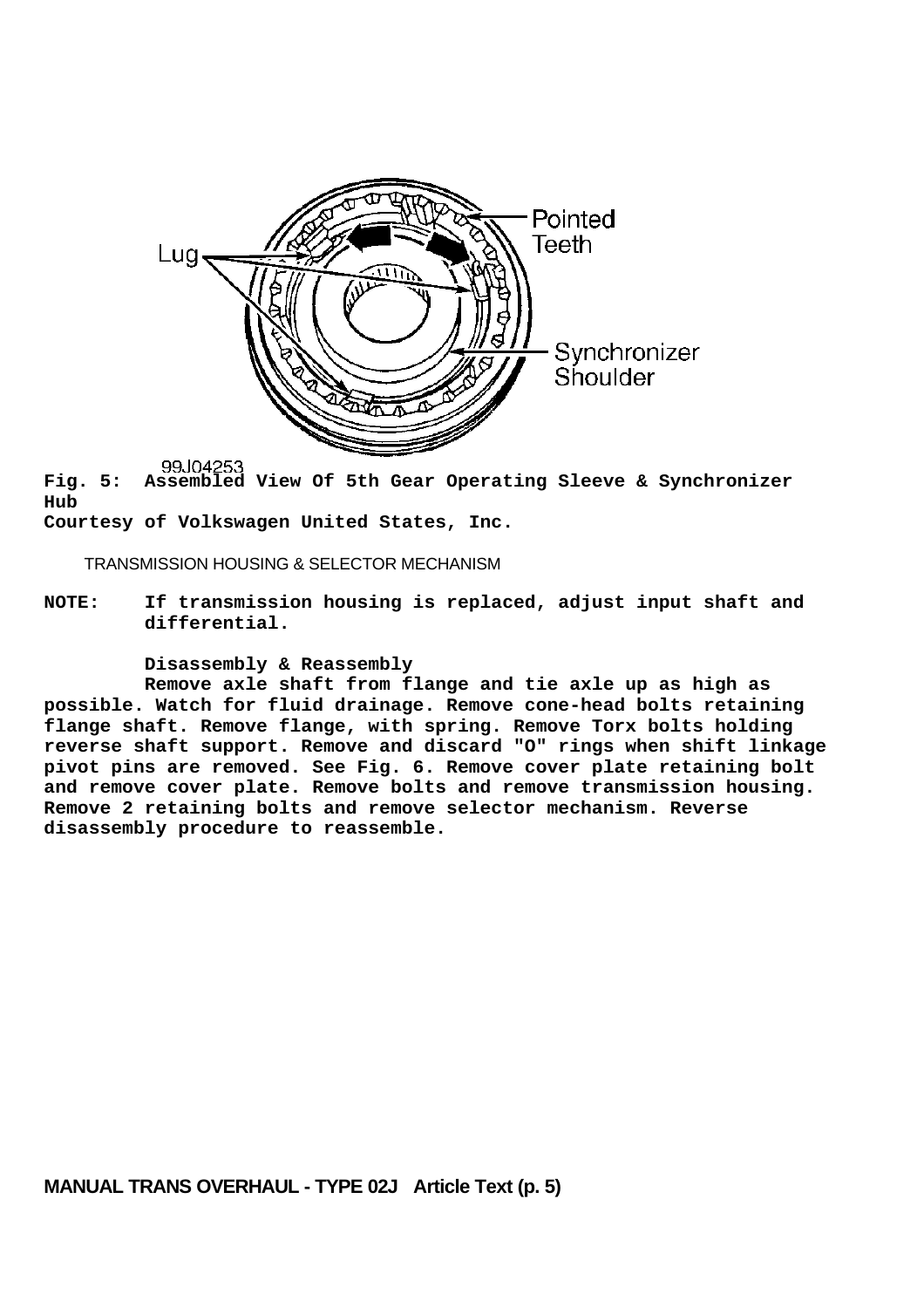Lug

Pointed Teeth

Synchronizer Shoulder

99J04253

**Fig. 5: Assembled View Of 5th Gear Operating Sleeve & Synchronizer Hub**
**Courtesy of Volkswagen United States, Inc.**

TRANSMISSION HOUSING & SELECTOR MECHANISM

**NOTE: If transmission housing is replaced, adjust input shaft and differential.**

**Disassembly & Reassembly**

**Remove axle shaft from flange and tie axle up as high as possible. Watch for fluid drainage. Remove cone-head bolts retaining flange shaft. Remove flange, with spring. Remove Torx bolts holding reverse shaft support. Remove and discard "O" rings when shift linkage pivot pins are removed. See Fig. 6. Remove cover plate retaining bolt and remove cover plate. Remove bolts and remove transmission housing. Remove 2 retaining bolts and remove selector mechanism. Reverse disassembly procedure to reassemble.**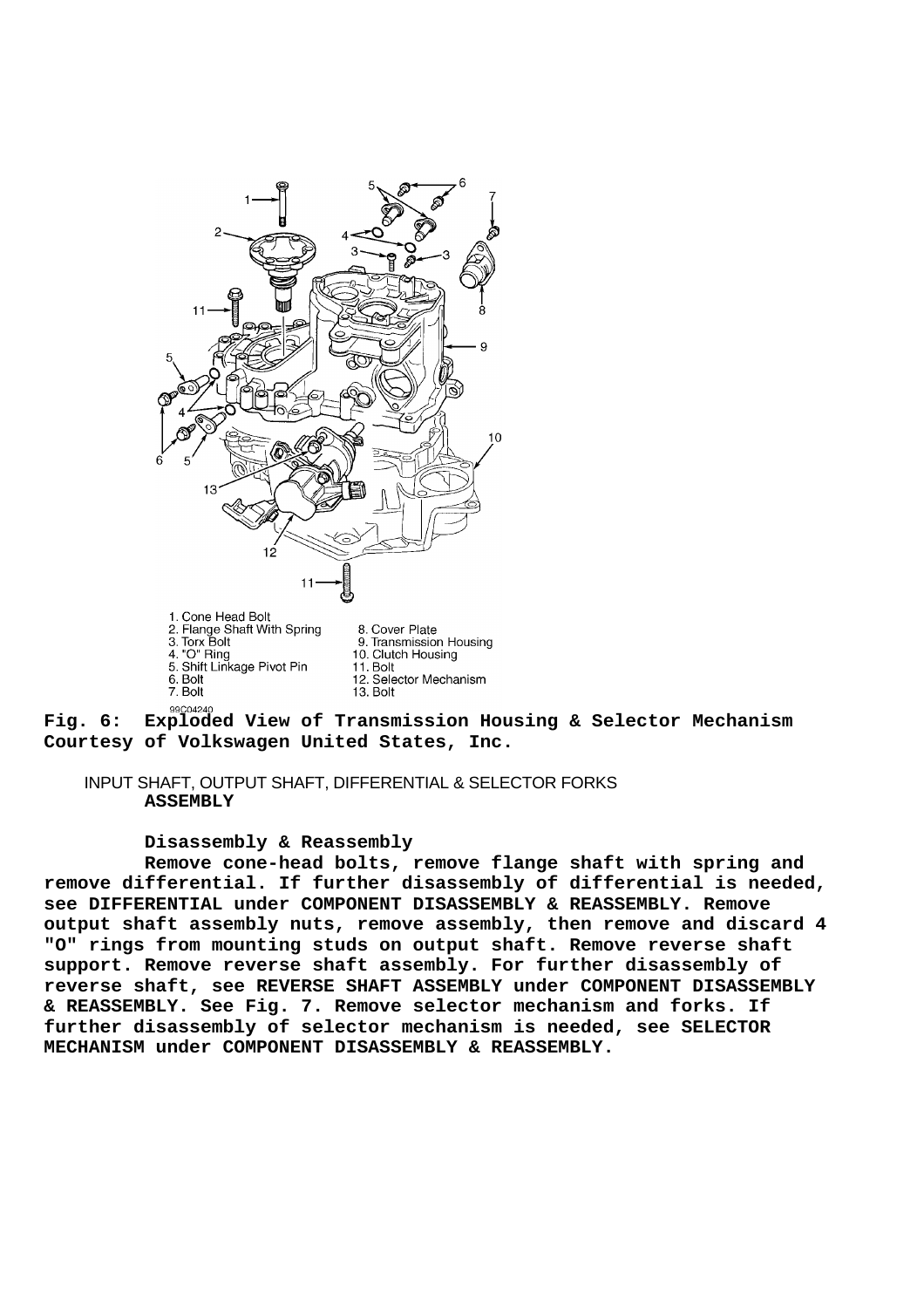1. Cone Head Bolt
2. Flange Shaft With Spring
3. Torx Bolt
4. "O" Ring
5. Shift Linkage Pivot Pin
6. Bolt
7. Bolt
8. Cover Plate
9. Transmission Housing
10. Clutch Housing
11. Bolt
12. Selector Mechanism
13. Bolt

99C04240

**Fig. 6: Exploded View of Transmission Housing & Selector Mechanism Courtesy of Volkswagen United States, Inc.**

INPUT SHAFT, OUTPUT SHAFT, DIFFERENTIAL & SELECTOR FORKS

**ASSEMBLY**

**Disassembly & Reassembly**

**Remove cone-head bolts, remove flange shaft with spring and remove differential. If further disassembly of differential is needed, see DIFFERENTIAL under COMPONENT DISASSEMBLY & REASSEMBLY. Remove output shaft assembly nuts, remove assembly, then remove and discard 4 "O" rings from mounting studs on output shaft. Remove reverse shaft support. Remove reverse shaft assembly. For further disassembly of reverse shaft, see REVERSE SHAFT ASSEMBLY under COMPONENT DISASSEMBLY & REASSEMBLY. See Fig. 7. Remove selector mechanism and forks. If further disassembly of selector mechanism is needed, see SELECTOR MECHANISM under COMPONENT DISASSEMBLY & REASSEMBLY.**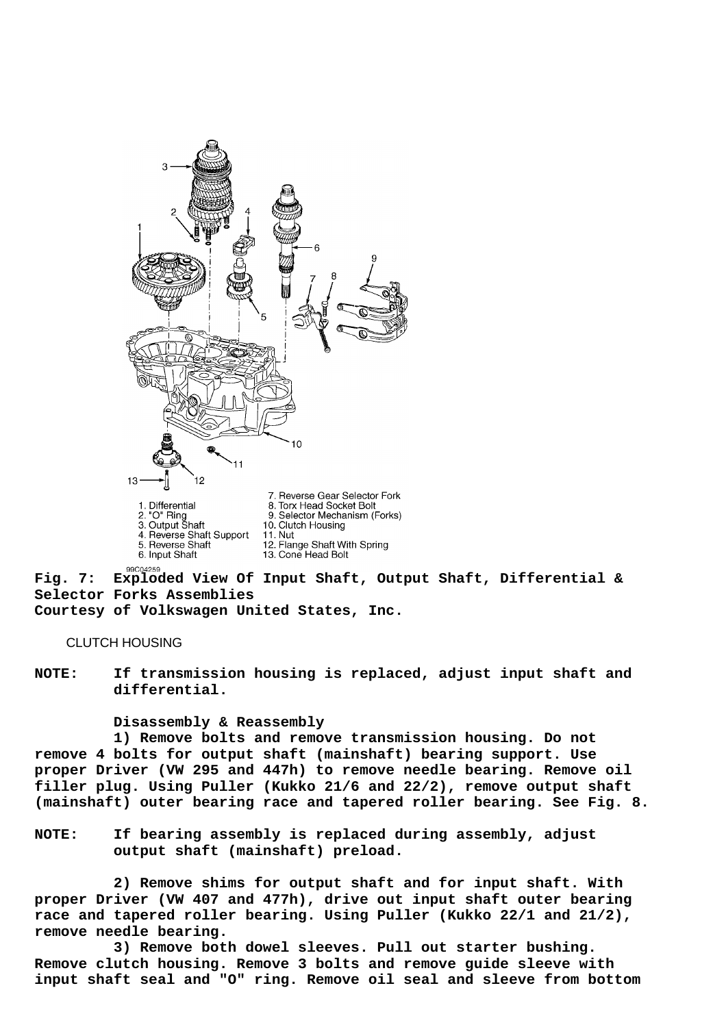1. Differential
2. "O" Ring
3. Output Shaft
4. Reverse Shaft Support
5. Reverse Shaft
6. Input Shaft
7. Reverse Gear Selector Fork
8. Torx Head Socket Bolt
9. Selector Mechanism (Forks)
10. Clutch Housing
11. Nut
12. Flange Shaft With Spring
13. Cone Head Bolt

99C04259

**Fig. 7: Exploded View Of Input Shaft, Output Shaft, Differential & Selector Forks Assemblies**
**Courtesy of Volkswagen United States, Inc.**

CLUTCH HOUSING

**NOTE: If transmission housing is replaced, adjust input shaft and differential.**

**Disassembly & Reassembly**

**1) Remove bolts and remove transmission housing. Do not remove 4 bolts for output shaft (mainshaft) bearing support. Use proper Driver (VW 295 and 447h) to remove needle bearing. Remove oil filler plug. Using Puller (Kukko 21/6 and 22/2), remove output shaft (mainshaft) outer bearing race and tapered roller bearing. See Fig. 8.**

**NOTE: If bearing assembly is replaced during assembly, adjust output shaft (mainshaft) preload.**

**2) Remove shims for output shaft and for input shaft. With proper Driver (VW 407 and 477h), drive out input shaft outer bearing race and tapered roller bearing. Using Puller (Kukko 22/1 and 21/2), remove needle bearing.**

**3) Remove both dowel sleeves. Pull out starter bushing. Remove clutch housing. Remove 3 bolts and remove guide sleeve with input shaft seal and "O" ring. Remove oil seal and sleeve from bottom**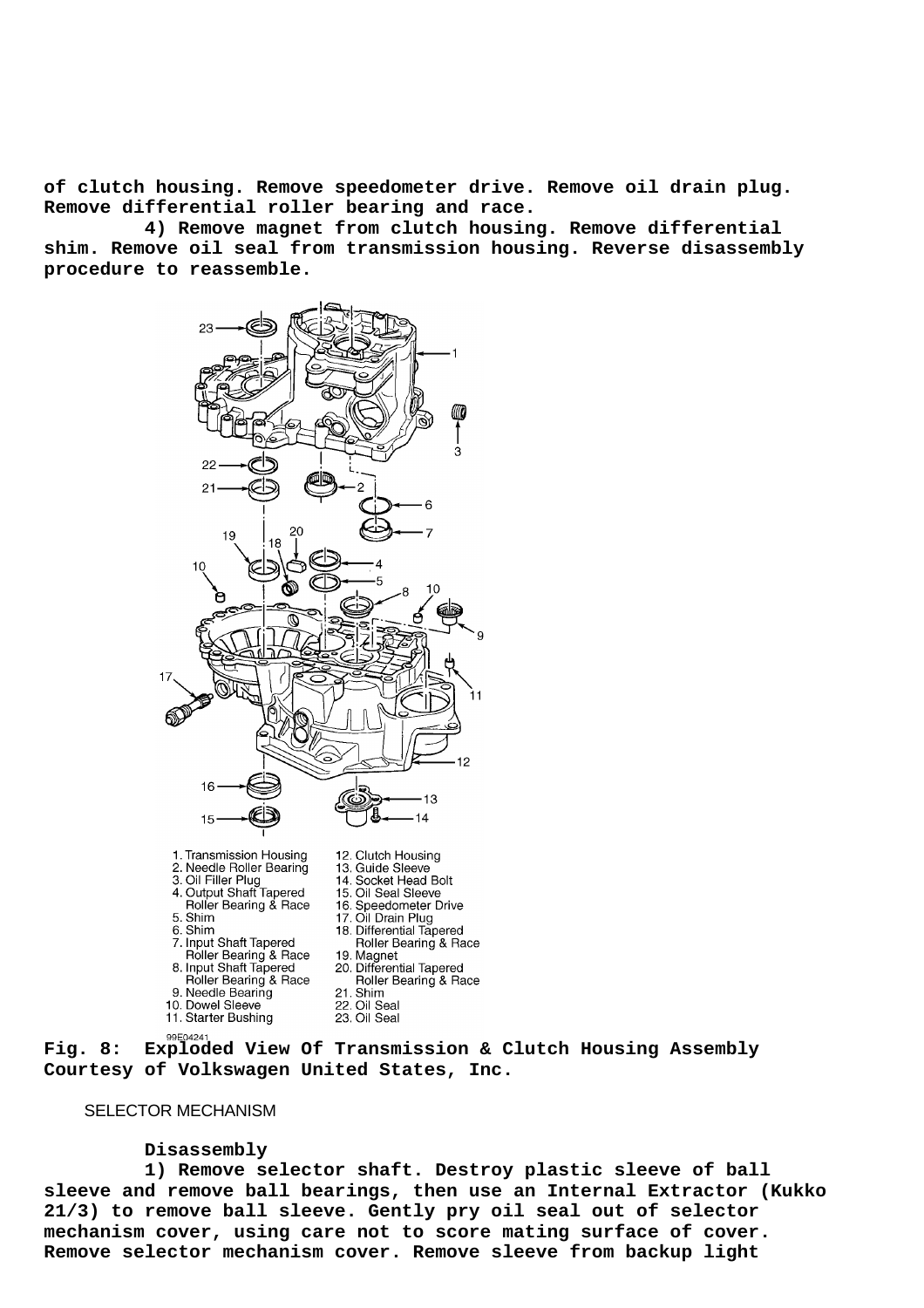of clutch housing. Remove speedometer drive. Remove oil drain plug. Remove differential roller bearing and race.

4) Remove magnet from clutch housing. Remove differential shim. Remove oil seal from transmission housing. Reverse disassembly procedure to reassemble.

1. Transmission Housing
2. Needle Roller Bearing
3. Oil Filler Plug
4. Output Shaft Tapered Roller Bearing & Race
5. Shim
6. Shim
7. Input Shaft Tapered Roller Bearing & Race
8. Input Shaft Tapered Roller Bearing & Race
9. Needle Bearing
10. Dowel Sleeve
11. Starter Bushing
12. Clutch Housing
13. Guide Sleeve
14. Socket Head Bolt
15. Oil Seal Sleeve
16. Speedometer Drive
17. Oil Drain Plug
18. Differential Tapered Roller Bearing & Race
19. Magnet
20. Differential Tapered Roller Bearing & Race
21. Shim
22. Oil Seal
23. Oil Seal

99E04241

**Fig. 8: Exploded View Of Transmission & Clutch Housing Assembly**
**Courtesy of Volkswagen United States, Inc.**

SELECTOR MECHANISM

**Disassembly**

1) Remove selector shaft. Destroy plastic sleeve of ball sleeve and remove ball bearings, then use an Internal Extractor (Kukko 21/3) to remove ball sleeve. Gently pry oil seal out of selector mechanism cover, using care not to score mating surface of cover. Remove selector mechanism cover. Remove sleeve from backup light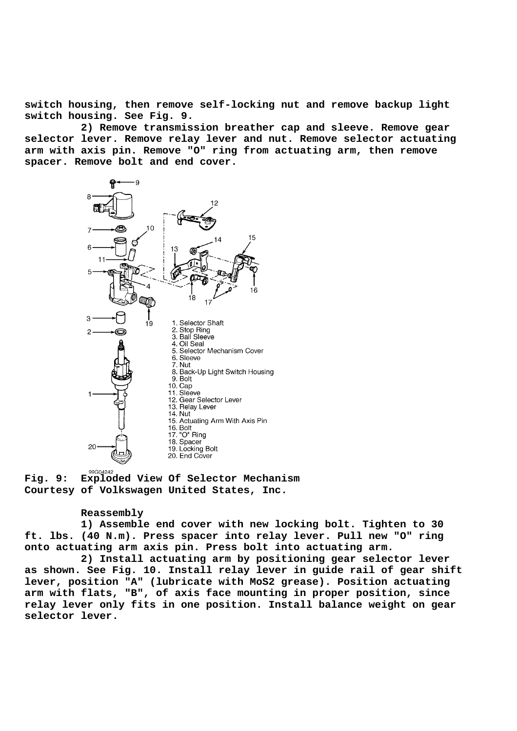switch housing, then remove self-locking nut and remove backup light switch housing. See Fig. 9.

2) Remove transmission breather cap and sleeve. Remove gear selector lever. Remove relay lever and nut. Remove selector actuating arm with axis pin. Remove "O" ring from actuating arm, then remove spacer. Remove bolt and end cover.

1. Selector Shaft
2. Stop Ring
3. Ball Sleeve
4. Oil Seal
5. Selector Mechanism Cover
6. Sleeve
7. Nut
8. Back-Up Light Switch Housing
9. Bolt
10. Cap
11. Sleeve
12. Gear Selector Lever
13. Relay Lever
14. Nut
15. Actuating Arm With Axis Pin
16. Bolt
17. "O" Ring
18. Spacer
19. Locking Bolt
20. End Cover

99G04242

**Fig. 9: Exploded View Of Selector Mechanism**
**Courtesy of Volkswagen United States, Inc.**

**Reassembly**

1) Assemble end cover with new locking bolt. Tighten to 30 ft. lbs. (40 N.m). Press spacer into relay lever. Pull new "O" ring onto actuating arm axis pin. Press bolt into actuating arm.

2) Install actuating arm by positioning gear selector lever as shown. See Fig. 10. Install relay lever in guide rail of gear shift lever, position "A" (lubricate with MoS2 grease). Position actuating arm with flats, "B", of axis face mounting in proper position, since relay lever only fits in one position. Install balance weight on gear selector lever.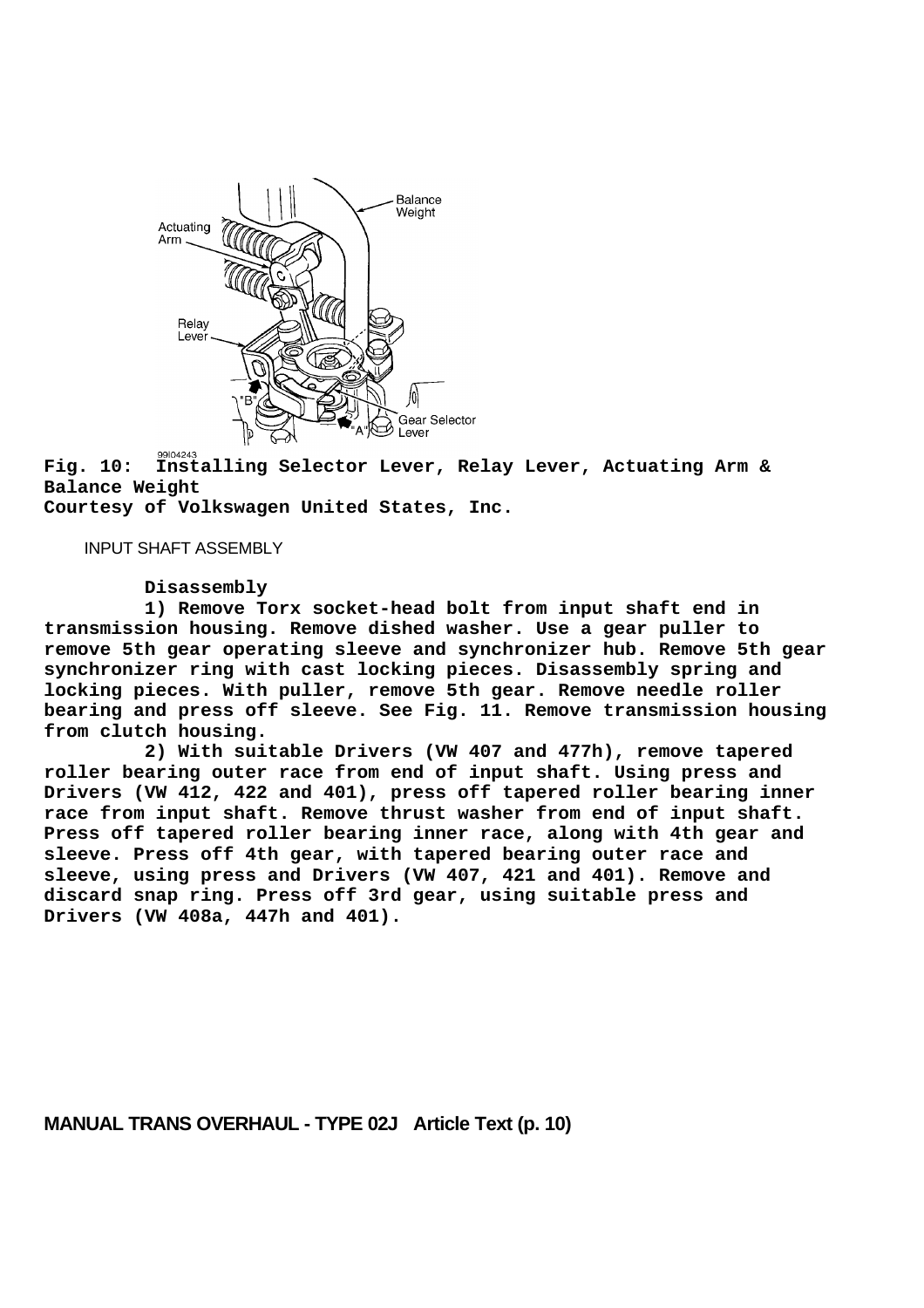Fig. 10: Installing Selector Lever, Relay Lever, Actuating Arm & Balance Weight
Courtesy of Volkswagen United States, Inc.

INPUT SHAFT ASSEMBLY

**Disassembly**

**1) Remove Torx socket-head bolt from input shaft end in transmission housing. Remove dished washer. Use a gear puller to remove 5th gear operating sleeve and synchronizer hub. Remove 5th gear synchronizer ring with cast locking pieces. Disassembly spring and locking pieces. With puller, remove 5th gear. Remove needle roller bearing and press off sleeve. See Fig. 11. Remove transmission housing from clutch housing.**

**2) With suitable Drivers (VW 407 and 477h), remove tapered roller bearing outer race from end of input shaft. Using press and Drivers (VW 412, 422 and 401), press off tapered roller bearing inner race from input shaft. Remove thrust washer from end of input shaft. Press off tapered roller bearing inner race, along with 4th gear and sleeve. Press off 4th gear, with tapered bearing outer race and sleeve, using press and Drivers (VW 407, 421 and 401). Remove and discard snap ring. Press off 3rd gear, using suitable press and Drivers (VW 408a, 447h and 401).**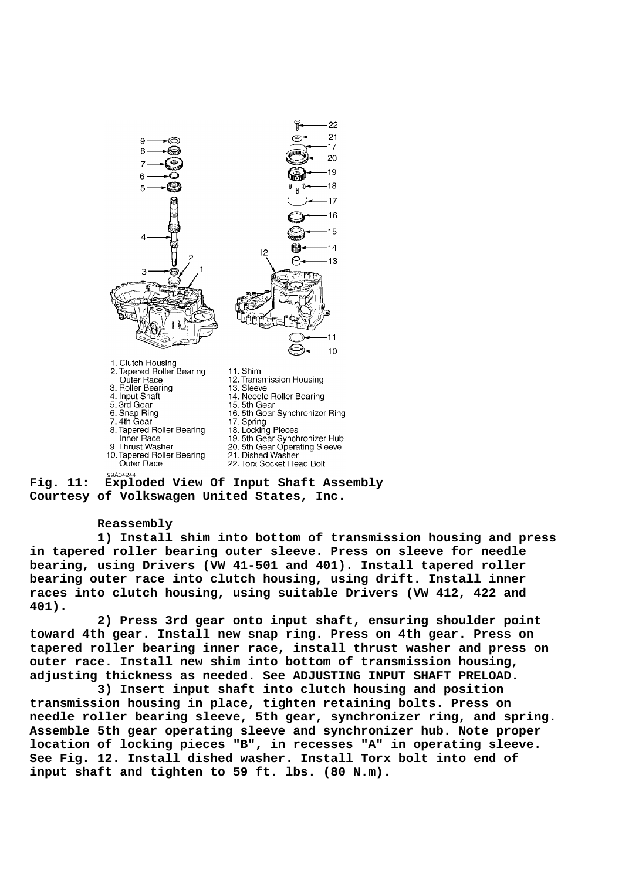1. Clutch Housing
2. Tapered Roller Bearing Outer Race
3. Roller Bearing
4. Input Shaft
5. 3rd Gear
6. Snap Ring
7. 4th Gear
8. Tapered Roller Bearing Inner Race
9. Thrust Washer
10. Tapered Roller Bearing Outer Race
11. Shim
12. Transmission Housing
13. Sleeve
14. Needle Roller Bearing
15. 5th Gear
16. 5th Gear Synchronizer Ring
17. Spring
18. Locking Pieces
19. 5th Gear Synchronizer Hub
20. 5th Gear Operating Sleeve
21. Dished Washer
22. Torx Socket Head Bolt

99A04244

**Fig. 11: Exploded View Of Input Shaft Assembly**
**Courtesy of Volkswagen United States, Inc.**

**Reassembly**

**1) Install shim into bottom of transmission housing and press in tapered roller bearing outer sleeve. Press on sleeve for needle bearing, using Drivers (VW 41-501 and 401). Install tapered roller bearing outer race into clutch housing, using drift. Install inner races into clutch housing, using suitable Drivers (VW 412, 422 and 401).**

**2) Press 3rd gear onto input shaft, ensuring shoulder point toward 4th gear. Install new snap ring. Press on 4th gear. Press on tapered roller bearing inner race, install thrust washer and press on outer race. Install new shim into bottom of transmission housing, adjusting thickness as needed. See ADJUSTING INPUT SHAFT PRELOAD.**

**3) Insert input shaft into clutch housing and position transmission housing in place, tighten retaining bolts. Press on needle roller bearing sleeve, 5th gear, synchronizer ring, and spring. Assemble 5th gear operating sleeve and synchronizer hub. Note proper location of locking pieces "B", in recesses "A" in operating sleeve. See Fig. 12. Install dished washer. Install Torx bolt into end of input shaft and tighten to 59 ft. lbs. (80 N.m).**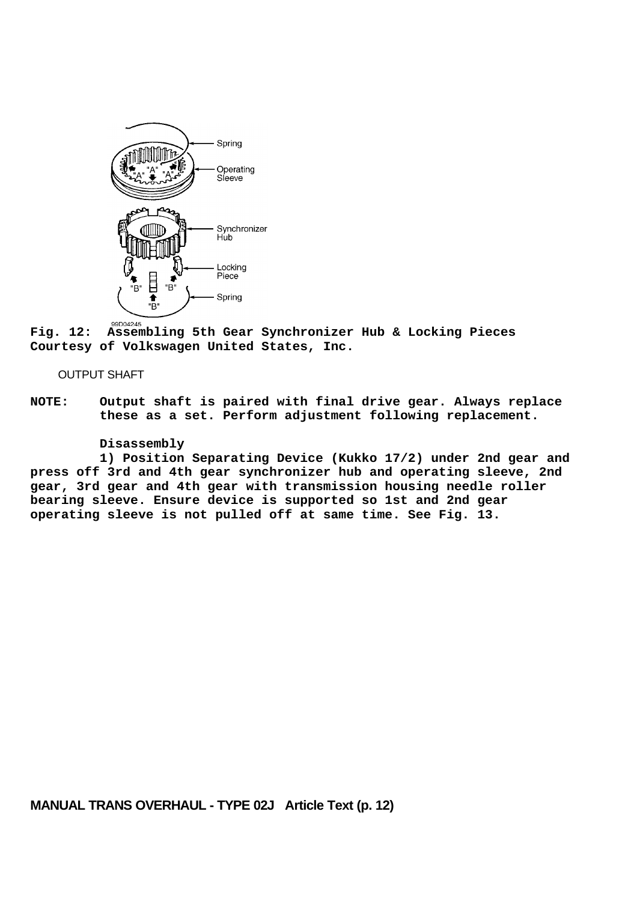Spring

Operating Sleeve

"A" "A" "A"

Synchronizer Hub

Locking Piece

"B" "B" "B"

Spring

99D04245

**Fig. 12: Assembling 5th Gear Synchronizer Hub & Locking Pieces**
**Courtesy of Volkswagen United States, Inc.**

OUTPUT SHAFT

**NOTE: Output shaft is paired with final drive gear. Always replace these as a set. Perform adjustment following replacement.**

**Disassembly**

**1) Position Separating Device (Kukko 17/2) under 2nd gear and press off 3rd and 4th gear synchronizer hub and operating sleeve, 2nd gear, 3rd gear and 4th gear with transmission housing needle roller bearing sleeve. Ensure device is supported so 1st and 2nd gear operating sleeve is not pulled off at same time. See Fig. 13.**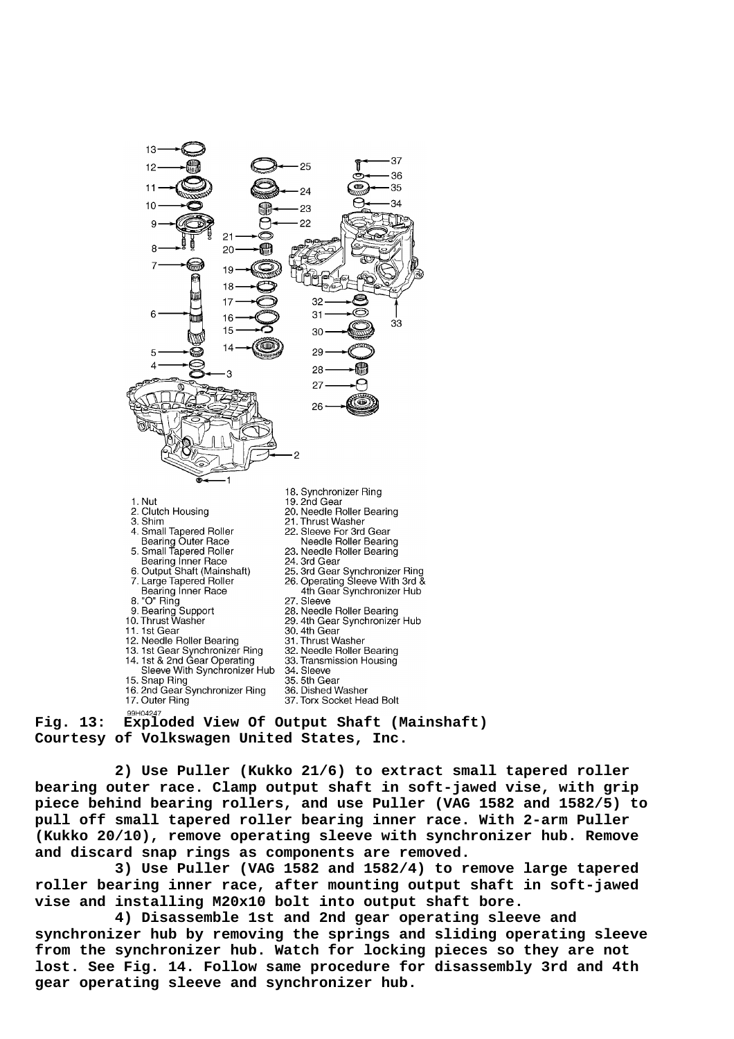1. Nut
2. Clutch Housing
3. Shim
4. Small Tapered Roller Bearing Outer Race
5. Small Tapered Roller Bearing Inner Race
6. Output Shaft (Mainshaft)
7. Large Tapered Roller Bearing Inner Race
8. "O" Ring
9. Bearing Support
10. Thrust Washer
11. 1st Gear
12. Needle Roller Bearing
13. 1st Gear Synchronizer Ring
14. 1st & 2nd Gear Operating Sleeve With Synchronizer Hub
15. Snap Ring
16. 2nd Gear Synchronizer Ring
17. Outer Ring
18. Synchronizer Ring
19. 2nd Gear
20. Needle Roller Bearing
21. Thrust Washer
22. Sleeve For 3rd Gear Needle Roller Bearing
23. Needle Roller Bearing
24. 3rd Gear
25. 3rd Gear Synchronizer Ring
26. Operating Sleeve With 3rd & 4th Gear Synchronizer Hub
27. Sleeve
28. Needle Roller Bearing
29. 4th Gear Synchronizer Hub
30. 4th Gear
31. Thrust Washer
32. Needle Roller Bearing
33. Transmission Housing
34. Sleeve
35. 5th Gear
36. Dished Washer
37. Torx Socket Head Bolt

99H04247

**Fig. 13: Exploded View Of Output Shaft (Mainshaft)**
**Courtesy of Volkswagen United States, Inc.**

2) Use Puller (Kukko 21/6) to extract small tapered roller bearing outer race. Clamp output shaft in soft-jawed vise, with grip piece behind bearing rollers, and use Puller (VAG 1582 and 1582/5) to pull off small tapered roller bearing inner race. With 2-arm Puller (Kukko 20/10), remove operating sleeve with synchronizer hub. Remove and discard snap rings as components are removed.

3) Use Puller (VAG 1582 and 1582/4) to remove large tapered roller bearing inner race, after mounting output shaft in soft-jawed vise and installing M20x10 bolt into output shaft bore.

4) Disassemble 1st and 2nd gear operating sleeve and synchronizer hub by removing the springs and sliding operating sleeve from the synchronizer hub. Watch for locking pieces so they are not lost. See Fig. 14. Follow same procedure for disassembly 3rd and 4th gear operating sleeve and synchronizer hub.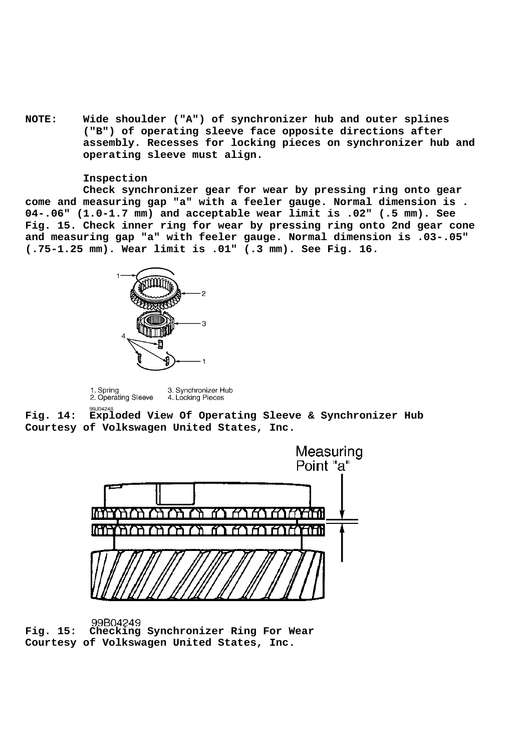**NOTE:** **Wide shoulder ("A") of synchronizer hub and outer splines ("B") of operating sleeve face opposite directions after assembly. Recesses for locking pieces on synchronizer hub and operating sleeve must align.**

**Inspection**

**Check synchronizer gear for wear by pressing ring onto gear come and measuring gap "a" with a feeler gauge. Normal dimension is .04-.06" (1.0-1.7 mm) and acceptable wear limit is .02" (.5 mm). See Fig. 15. Check inner ring for wear by pressing ring onto 2nd gear cone and measuring gap "a" with feeler gauge. Normal dimension is .03-.05" (.75-1.25 mm). Wear limit is .01" (.3 mm). See Fig. 16.**

1. Spring
2. Operating Sleeve
3. Synchronizer Hub
4. Locking Pieces

99J04248

**Fig. 14: Exploded View Of Operating Sleeve & Synchronizer Hub**
**Courtesy of Volkswagen United States, Inc.**

Measuring Point "a"

99B04249

**Fig. 15: Checking Synchronizer Ring For Wear**
**Courtesy of Volkswagen United States, Inc.**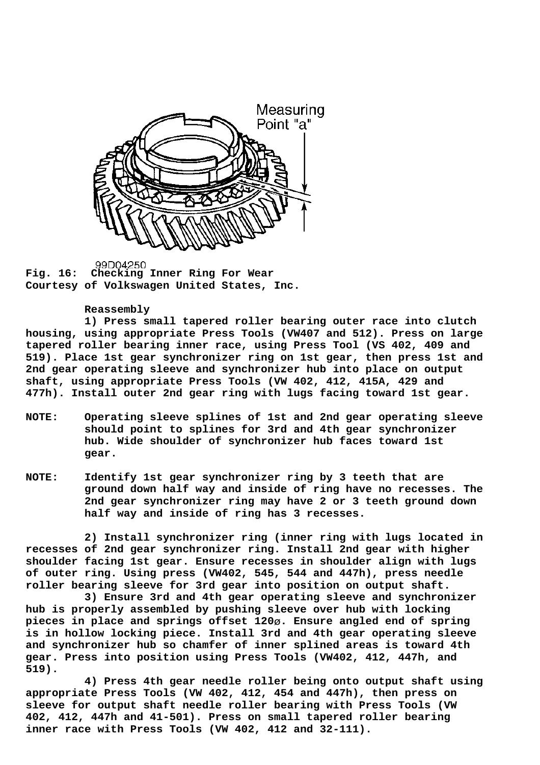Measuring Point "a"

99D04250

**Fig. 16: Checking Inner Ring For Wear**
**Courtesy of Volkswagen United States, Inc.**

**Reassembly**

**1) Press small tapered roller bearing outer race into clutch housing, using appropriate Press Tools (VW407 and 512). Press on large tapered roller bearing inner race, using Press Tool (VS 402, 409 and 519). Place 1st gear synchronizer ring on 1st gear, then press 1st and 2nd gear operating sleeve and synchronizer hub into place on output shaft, using appropriate Press Tools (VW 402, 412, 415A, 429 and 477h). Install outer 2nd gear ring with lugs facing toward 1st gear.**

**NOTE: Operating sleeve splines of 1st and 2nd gear operating sleeve should point to splines for 3rd and 4th gear synchronizer hub. Wide shoulder of synchronizer hub faces toward 1st gear.**

**NOTE: Identify 1st gear synchronizer ring by 3 teeth that are ground down half way and inside of ring have no recesses. The 2nd gear synchronizer ring may have 2 or 3 teeth ground down half way and inside of ring has 3 recesses.**

**2) Install synchronizer ring (inner ring with lugs located in recesses of 2nd gear synchronizer ring. Install 2nd gear with higher shoulder facing 1st gear. Ensure recesses in shoulder align with lugs of outer ring. Using press (VW402, 545, 544 and 447h), press needle roller bearing sleeve for 3rd gear into position on output shaft.**

**3) Ensure 3rd and 4th gear operating sleeve and synchronizer hub is properly assembled by pushing sleeve over hub with locking pieces in place and springs offset 120ø. Ensure angled end of spring is in hollow locking piece. Install 3rd and 4th gear operating sleeve and synchronizer hub so chamfer of inner splined areas is toward 4th gear. Press into position using Press Tools (VW402, 412, 447h, and 519).**

**4) Press 4th gear needle roller being onto output shaft using appropriate Press Tools (VW 402, 412, 454 and 447h), then press on sleeve for output shaft needle roller bearing with Press Tools (VW 402, 412, 447h and 41-501). Press on small tapered roller bearing inner race with Press Tools (VW 402, 412 and 32-111).**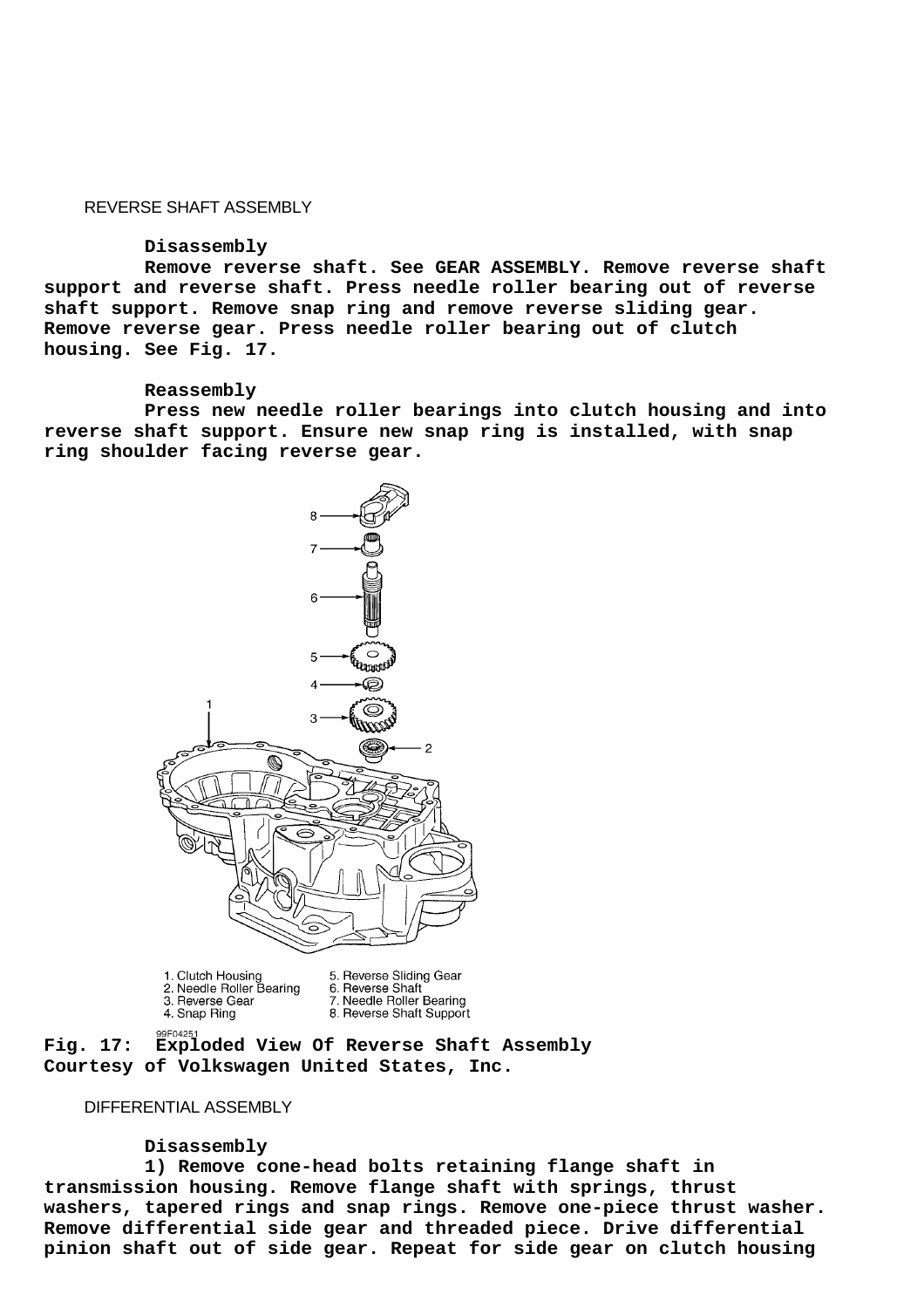REVERSE SHAFT ASSEMBLY

**Disassembly**

**Remove reverse shaft. See GEAR ASSEMBLY. Remove reverse shaft support and reverse shaft. Press needle roller bearing out of reverse shaft support. Remove snap ring and remove reverse sliding gear. Remove reverse gear. Press needle roller bearing out of clutch housing. See Fig. 17.**

**Reassembly**

**Press new needle roller bearings into clutch housing and into reverse shaft support. Ensure new snap ring is installed, with snap ring shoulder facing reverse gear.**

1. Clutch Housing
2. Needle Roller Bearing
3. Reverse Gear
4. Snap Ring
5. Reverse Sliding Gear
6. Reverse Shaft
7. Needle Roller Bearing
8. Reverse Shaft Support

99F04251

**Fig. 17: Exploded View Of Reverse Shaft Assembly**
**Courtesy of Volkswagen United States, Inc.**

DIFFERENTIAL ASSEMBLY

**Disassembly**

**1) Remove cone-head bolts retaining flange shaft in transmission housing. Remove flange shaft with springs, thrust washers, tapered rings and snap rings. Remove one-piece thrust washer. Remove differential side gear and threaded piece. Drive differential pinion shaft out of side gear. Repeat for side gear on clutch housing**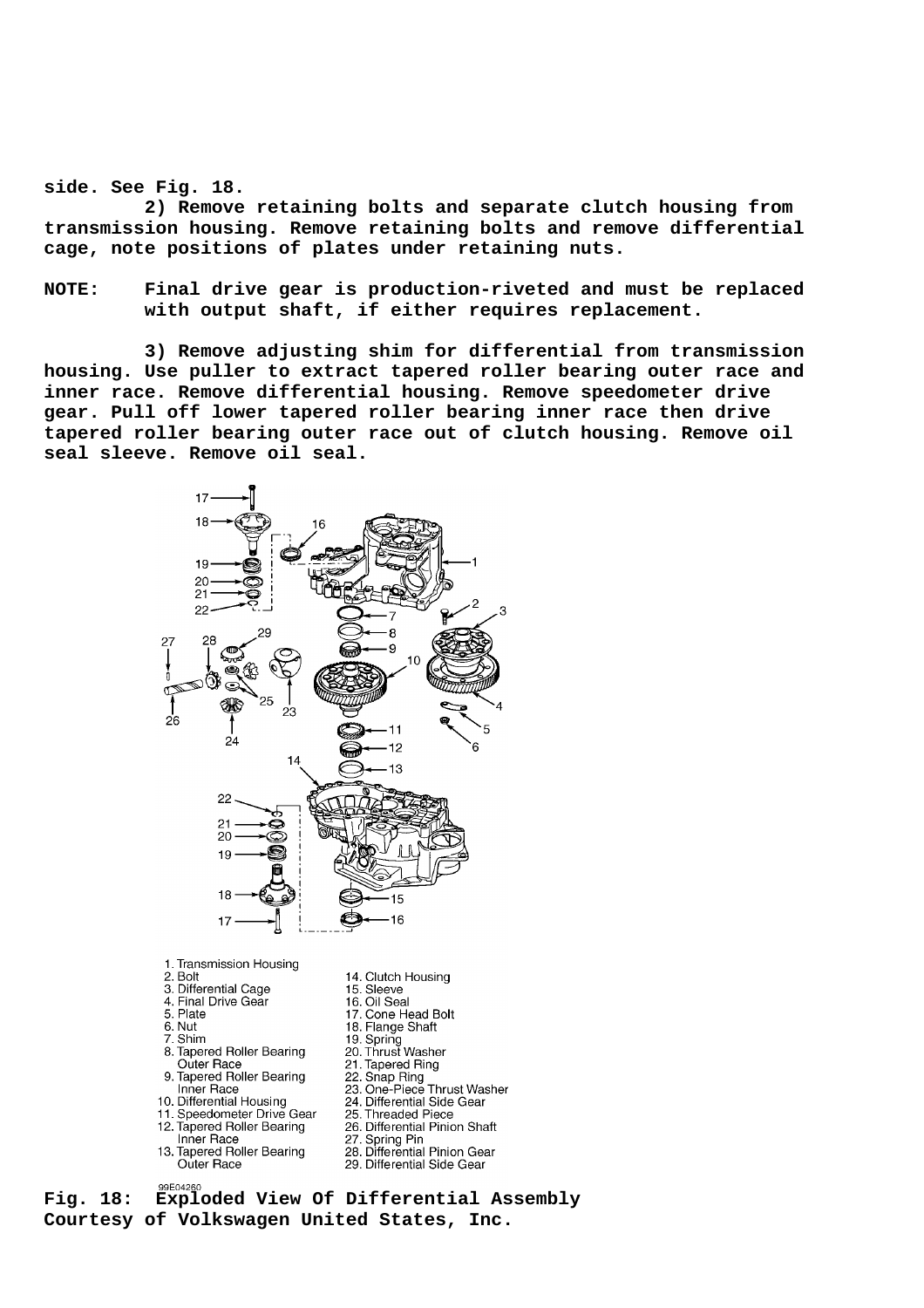side. See Fig. 18.

2) Remove retaining bolts and separate clutch housing from transmission housing. Remove retaining bolts and remove differential cage, note positions of plates under retaining nuts.

**NOTE:** Final drive gear is production-riveted and must be replaced with output shaft, if either requires replacement.

3) Remove adjusting shim for differential from transmission housing. Use puller to extract tapered roller bearing outer race and inner race. Remove differential housing. Remove speedometer drive gear. Pull off lower tapered roller bearing inner race then drive tapered roller bearing outer race out of clutch housing. Remove oil seal sleeve. Remove oil seal.

1. Transmission Housing
2. Bolt
3. Differential Cage
4. Final Drive Gear
5. Plate
6. Nut
7. Shim
8. Tapered Roller Bearing Outer Race
9. Tapered Roller Bearing Inner Race
10. Differential Housing
11. Speedometer Drive Gear
12. Tapered Roller Bearing Inner Race
13. Tapered Roller Bearing Outer Race
14. Clutch Housing
15. Sleeve
16. Oil Seal
17. Cone Head Bolt
18. Flange Shaft
19. Spring
20. Thrust Washer
21. Tapered Ring
22. Snap Ring
23. One-Piece Thrust Washer
24. Differential Side Gear
25. Threaded Piece
26. Differential Pinion Shaft
27. Spring Pin
28. Differential Pinion Gear
29. Differential Side Gear

99E04260

**Fig. 18: Exploded View Of Differential Assembly**
**Courtesy of Volkswagen United States, Inc.**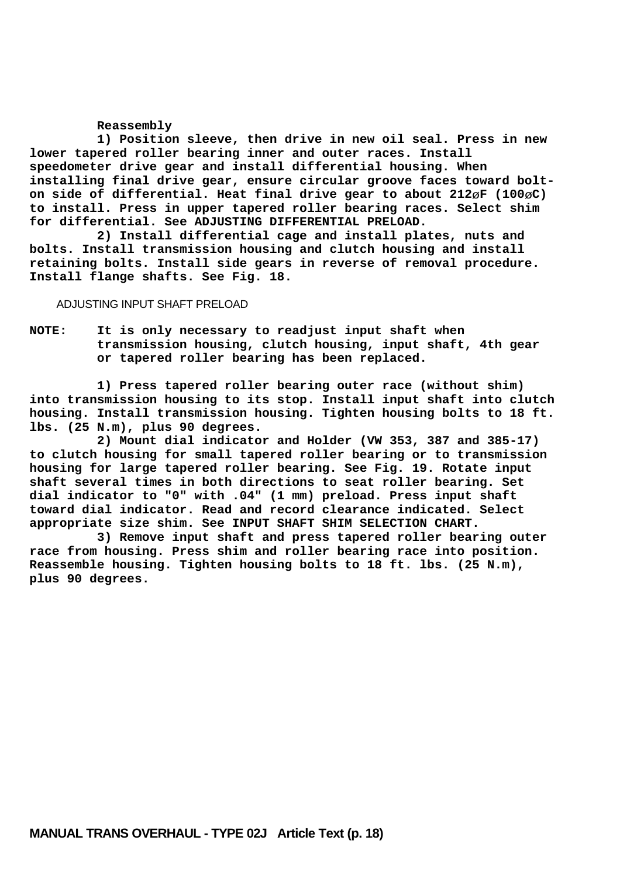**Reassembly**

1) Position sleeve, then drive in new oil seal. Press in new lower tapered roller bearing inner and outer races. Install speedometer drive gear and install differential housing. When installing final drive gear, ensure circular groove faces toward bolt-on side of differential. Heat final drive gear to about 212øF (100øC) to install. Press in upper tapered roller bearing races. Select shim for differential. See ADJUSTING DIFFERENTIAL PRELOAD.

2) Install differential cage and install plates, nuts and bolts. Install transmission housing and clutch housing and install retaining bolts. Install side gears in reverse of removal procedure. Install flange shafts. See Fig. 18.

## ADJUSTING INPUT SHAFT PRELOAD

**NOTE:** It is only necessary to readjust input shaft when transmission housing, clutch housing, input shaft, 4th gear or tapered roller bearing has been replaced.

1) Press tapered roller bearing outer race (without shim) into transmission housing to its stop. Install input shaft into clutch housing. Install transmission housing. Tighten housing bolts to 18 ft. lbs. (25 N.m), plus 90 degrees.

2) Mount dial indicator and Holder (VW 353, 387 and 385-17) to clutch housing for small tapered roller bearing or to transmission housing for large tapered roller bearing. See Fig. 19. Rotate input shaft several times in both directions to seat roller bearing. Set dial indicator to "0" with .04" (1 mm) preload. Press input shaft toward dial indicator. Read and record clearance indicated. Select appropriate size shim. See INPUT SHAFT SHIM SELECTION CHART.

3) Remove input shaft and press tapered roller bearing outer race from housing. Press shim and roller bearing race into position. Reassemble housing. Tighten housing bolts to 18 ft. lbs. (25 N.m), plus 90 degrees.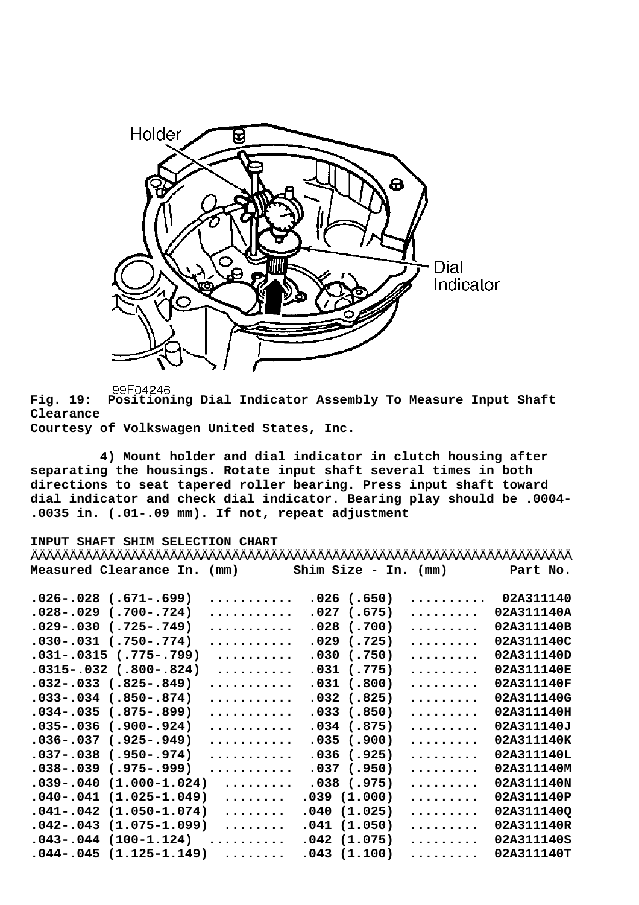Holder

Dial Indicator

99F04246

**Fig. 19: Positioning Dial Indicator Assembly To Measure Input Shaft Clearance**
**Courtesy of Volkswagen United States, Inc.**

4) Mount holder and dial indicator in clutch housing after separating the housings. Rotate input shaft several times in both directions to seat tapered roller bearing. Press input shaft toward dial indicator and check dial indicator. Bearing play should be .0004-.0035 in. (.01-.09 mm). If not, repeat adjustment

**INPUT SHAFT SHIM SELECTION CHART**

| Measured Clearance In. (mm) | Shim Size - In. (mm) | Part No. |
|---|---|---|
| .026-.028 (.671-.699) | .026 (.650) | 02A311140 |
| .028-.029 (.700-.724) | .027 (.675) | 02A311140A |
| .029-.030 (.725-.749) | .028 (.700) | 02A311140B |
| .030-.031 (.750-.774) | .029 (.725) | 02A311140C |
| .031-.0315 (.775-.799) | .030 (.750) | 02A311140D |
| .0315-.032 (.800-.824) | .031 (.775) | 02A311140E |
| .032-.033 (.825-.849) | .031 (.800) | 02A311140F |
| .033-.034 (.850-.874) | .032 (.825) | 02A311140G |
| .034-.035 (.875-.899) | .033 (.850) | 02A311140H |
| .035-.036 (.900-.924) | .034 (.875) | 02A311140J |
| .036-.037 (.925-.949) | .035 (.900) | 02A311140K |
| .037-.038 (.950-.974) | .036 (.925) | 02A311140L |
| .038-.039 (.975-.999) | .037 (.950) | 02A311140M |
| .039-.040 (1.000-1.024) | .038 (.975) | 02A311140N |
| .040-.041 (1.025-1.049) | .039 (1.000) | 02A311140P |
| .041-.042 (1.050-1.074) | .040 (1.025) | 02A311140Q |
| .042-.043 (1.075-1.099) | .041 (1.050) | 02A311140R |
| .043-.044 (100-1.124) | .042 (1.075) | 02A311140S |
| .044-.045 (1.125-1.149) | .043 (1.100) | 02A311140T |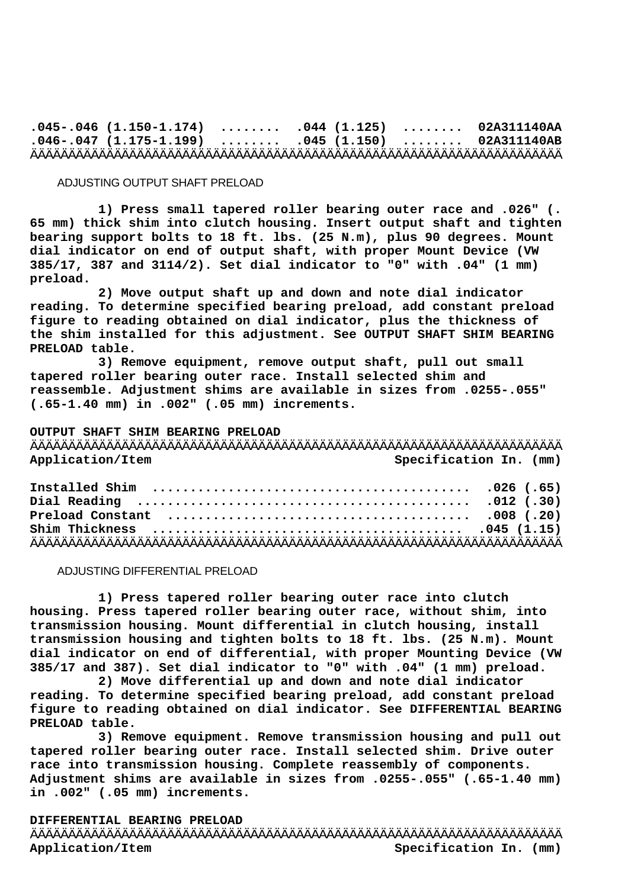| | | |
|---|---|---|
| .045-.046 (1.150-1.174) | .044 (1.125) | 02A311140AA |
| .046-.047 (1.175-1.199) | .045 (1.150) | 02A311140AB |

ADJUSTING OUTPUT SHAFT PRELOAD

1) Press small tapered roller bearing outer race and .026" (.65 mm) thick shim into clutch housing. Insert output shaft and tighten bearing support bolts to 18 ft. lbs. (25 N.m), plus 90 degrees. Mount dial indicator on end of output shaft, with proper Mount Device (VW 385/17, 387 and 3114/2). Set dial indicator to "0" with .04" (1 mm) preload.

2) Move output shaft up and down and note dial indicator reading. To determine specified bearing preload, add constant preload figure to reading obtained on dial indicator, plus the thickness of the shim installed for this adjustment. See **OUTPUT SHAFT SHIM BEARING PRELOAD** table.

3) Remove equipment, remove output shaft, pull out small tapered roller bearing outer race. Install selected shim and reassemble. Adjustment shims are available in sizes from .0255-.055" (.65-1.40 mm) in .002" (.05 mm) increments.

**OUTPUT SHAFT SHIM BEARING PRELOAD**

| Application/Item | Specification In. (mm) |
|---|---|
| Installed Shim | .026 (.65) |
| Dial Reading | .012 (.30) |
| Preload Constant | .008 (.20) |
| Shim Thickness | .045 (1.15) |

ADJUSTING DIFFERENTIAL PRELOAD

1) Press tapered roller bearing outer race into clutch housing. Press tapered roller bearing outer race, without shim, into transmission housing. Mount differential in clutch housing, install transmission housing and tighten bolts to 18 ft. lbs. (25 N.m). Mount dial indicator on end of differential, with proper Mounting Device (VW 385/17 and 387). Set dial indicator to "0" with .04" (1 mm) preload.

2) Move differential up and down and note dial indicator reading. To determine specified bearing preload, add constant preload figure to reading obtained on dial indicator. See **DIFFERENTIAL BEARING PRELOAD** table.

3) Remove equipment. Remove transmission housing and pull out tapered roller bearing outer race. Install selected shim. Drive outer race into transmission housing. Complete reassembly of components. Adjustment shims are available in sizes from .0255-.055" (.65-1.40 mm) in .002" (.05 mm) increments.

**DIFFERENTIAL BEARING PRELOAD**

| Application/Item | Specification In. (mm) |
|---|---|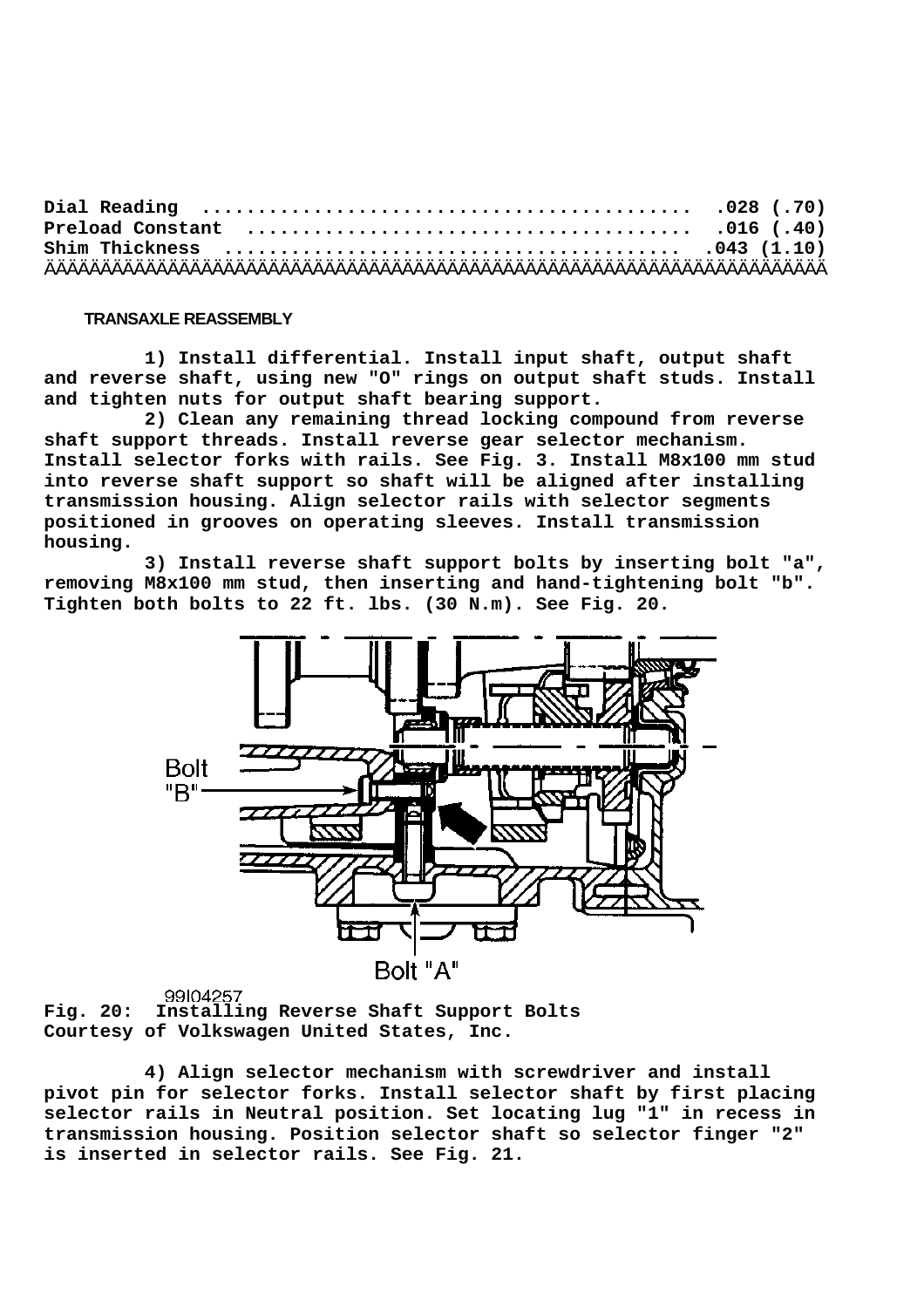| | |
|---|---|
| Dial Reading | .028 (.70) |
| Preload Constant | .016 (.40) |
| Shim Thickness | .043 (1.10) |

### TRANSAXLE REASSEMBLY

1) Install differential. Install input shaft, output shaft and reverse shaft, using new "O" rings on output shaft studs. Install and tighten nuts for output shaft bearing support.

2) Clean any remaining thread locking compound from reverse shaft support threads. Install reverse gear selector mechanism. Install selector forks with rails. See Fig. 3. Install M8x100 mm stud into reverse shaft support so shaft will be aligned after installing transmission housing. Align selector rails with selector segments positioned in grooves on operating sleeves. Install transmission housing.

3) Install reverse shaft support bolts by inserting bolt "a", removing M8x100 mm stud, then inserting and hand-tightening bolt "b". Tighten both bolts to 22 ft. lbs. (30 N.m). See Fig. 20.

Fig. 20: Installing Reverse Shaft Support Bolts
Courtesy of Volkswagen United States, Inc.

4) Align selector mechanism with screwdriver and install pivot pin for selector forks. Install selector shaft by first placing selector rails in Neutral position. Set locating lug "1" in recess in transmission housing. Position selector shaft so selector finger "2" is inserted in selector rails. See Fig. 21.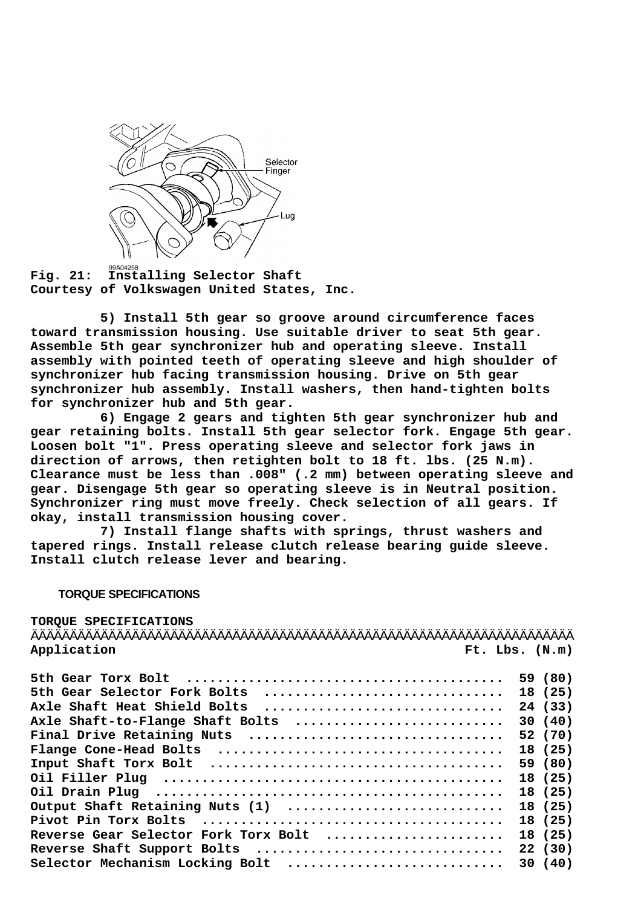Fig. 21: Installing Selector Shaft
Courtesy of Volkswagen United States, Inc.

5) Install 5th gear so groove around circumference faces toward transmission housing. Use suitable driver to seat 5th gear. Assemble 5th gear synchronizer hub and operating sleeve. Install assembly with pointed teeth of operating sleeve and high shoulder of synchronizer hub facing transmission housing. Drive on 5th gear synchronizer hub assembly. Install washers, then hand-tighten bolts for synchronizer hub and 5th gear.

6) Engage 2 gears and tighten 5th gear synchronizer hub and gear retaining bolts. Install 5th gear selector fork. Engage 5th gear. Loosen bolt "1". Press operating sleeve and selector fork jaws in direction of arrows, then retighten bolt to 18 ft. lbs. (25 N.m). Clearance must be less than .008" (.2 mm) between operating sleeve and gear. Disengage 5th gear so operating sleeve is in Neutral position. Synchronizer ring must move freely. Check selection of all gears. If okay, install transmission housing cover.

7) Install flange shafts with springs, thrust washers and tapered rings. Install release clutch release bearing guide sleeve. Install clutch release lever and bearing.

## TORQUE SPECIFICATIONS

**TORQUE SPECIFICATIONS**

| Application | Ft. Lbs. (N.m) |
|---|---|
| 5th Gear Torx Bolt | 59 (80) |
| 5th Gear Selector Fork Bolts | 18 (25) |
| Axle Shaft Heat Shield Bolts | 24 (33) |
| Axle Shaft-to-Flange Shaft Bolts | 30 (40) |
| Final Drive Retaining Nuts | 52 (70) |
| Flange Cone-Head Bolts | 18 (25) |
| Input Shaft Torx Bolt | 59 (80) |
| Oil Filler Plug | 18 (25) |
| Oil Drain Plug | 18 (25) |
| Output Shaft Retaining Nuts (1) | 18 (25) |
| Pivot Pin Torx Bolts | 18 (25) |
| Reverse Gear Selector Fork Torx Bolt | 18 (25) |
| Reverse Shaft Support Bolts | 22 (30) |
| Selector Mechanism Locking Bolt | 30 (40) |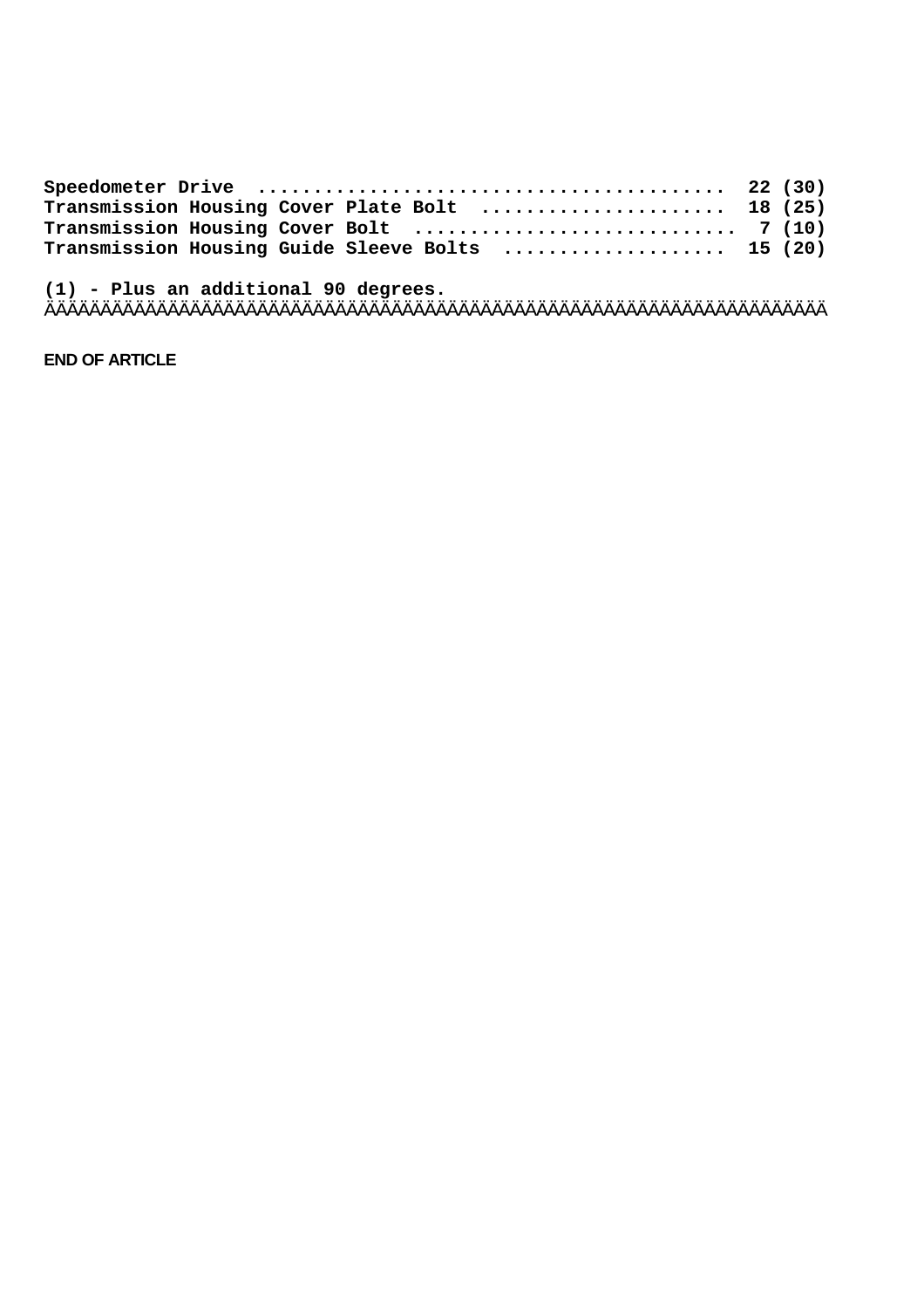| | |
|---|---|
| Speedometer Drive | 22 (30) |
| Transmission Housing Cover Plate Bolt | 18 (25) |
| Transmission Housing Cover Bolt | 7 (10) |
| Transmission Housing Guide Sleeve Bolts | 15 (20) |

**(1) - Plus an additional 90 degrees.**

**END OF ARTICLE**